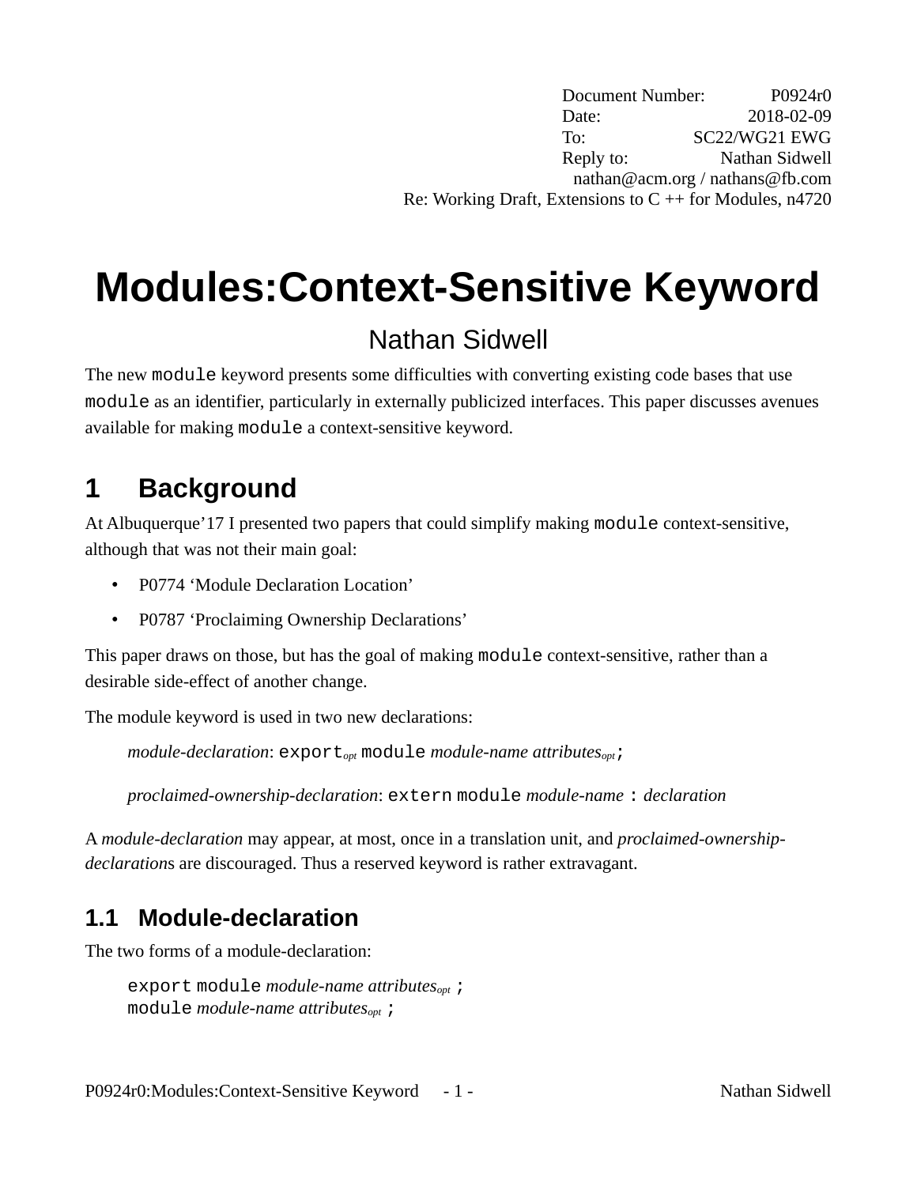Document Number: P0924r0
Date: 2018-02-09
To: SC22/WG21 EWG
Reply to: Nathan Sidwell
nathan@acm.org / nathans@fb.com
Re: Working Draft, Extensions to C ++ for Modules, n4720

# Modules:Context-Sensitive Keyword

Nathan Sidwell

The new `module` keyword presents some difficulties with converting existing code bases that use `module` as an identifier, particularly in externally publicized interfaces. This paper discusses avenues available for making `module` a context-sensitive keyword.

## 1 Background

At Albuquerque'17 I presented two papers that could simplify making `module` context-sensitive, although that was not their main goal:

- P0774 'Module Declaration Location'
- P0787 'Proclaiming Ownership Declarations'

This paper draws on those, but has the goal of making `module` context-sensitive, rather than a desirable side-effect of another change.

The module keyword is used in two new declarations:

> *module-declaration*: `export`*opt* `module` *module-name attributesopt*`;`
>
> *proclaimed-ownership-declaration*: `extern module` *module-name* `:` *declaration*

A *module-declaration* may appear, at most, once in a translation unit, and *proclaimed-ownership-declaration*s are discouraged. Thus a reserved keyword is rather extravagant.

### 1.1 Module-declaration

The two forms of a module-declaration:

> `export module` *module-name attributesopt* `;`
> `module` *module-name attributesopt* `;`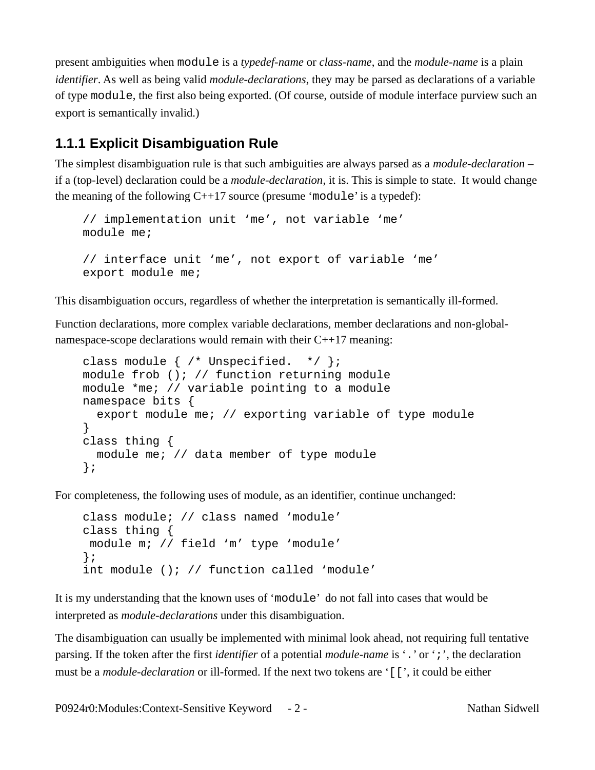present ambiguities when `module` is a *typedef-name* or *class-name*, and the *module-name* is a plain *identifier*. As well as being valid *module-declarations*, they may be parsed as declarations of a variable of type `module`, the first also being exported. (Of course, outside of module interface purview such an export is semantically invalid.)

### 1.1.1 Explicit Disambiguation Rule

The simplest disambiguation rule is that such ambiguities are always parsed as a *module-declaration* – if a (top-level) declaration could be a *module-declaration*, it is. This is simple to state. It would change the meaning of the following C++17 source (presume '`module`' is a typedef):

```
// implementation unit 'me', not variable 'me'
module me;

// interface unit 'me', not export of variable 'me'
export module me;
```

This disambiguation occurs, regardless of whether the interpretation is semantically ill-formed.

Function declarations, more complex variable declarations, member declarations and non-global-namespace-scope declarations would remain with their C++17 meaning:

```
class module { /* Unspecified.  */ };
module frob (); // function returning module
module *me; // variable pointing to a module
namespace bits {
  export module me; // exporting variable of type module
}
class thing {
  module me; // data member of type module
};
```

For completeness, the following uses of module, as an identifier, continue unchanged:

```
class module; // class named 'module'
class thing {
 module m; // field 'm' type 'module'
};
int module (); // function called 'module'
```

It is my understanding that the known uses of '`module`' do not fall into cases that would be interpreted as *module-declarations* under this disambiguation.

The disambiguation can usually be implemented with minimal look ahead, not requiring full tentative parsing. If the token after the first *identifier* of a potential *module-name* is '`.`' or '`;`', the declaration must be a *module-declaration* or ill-formed. If the next two tokens are '`[[`', it could be either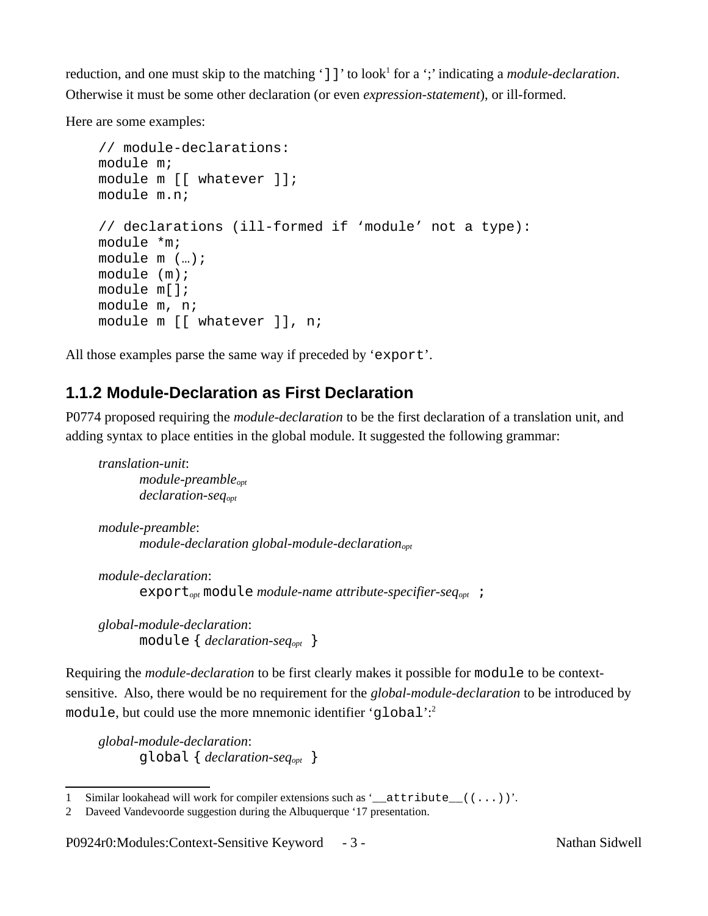reduction, and one must skip to the matching ‘`]]`’ to look[1] for a ‘;’ indicating a *module-declaration*. Otherwise it must be some other declaration (or even *expression-statement*), or ill-formed.

Here are some examples:

```
// module-declarations:
module m;
module m [[ whatever ]];
module m.n;

// declarations (ill-formed if ‘module’ not a type):
module *m;
module m (…);
module (m);
module m[];
module m, n;
module m [[ whatever ]], n;
```

All those examples parse the same way if preceded by ‘`export`’.

### 1.1.2 Module-Declaration as First Declaration

P0774 proposed requiring the *module-declaration* to be the first declaration of a translation unit, and adding syntax to place entities in the global module. It suggested the following grammar:

> *translation-unit*:
>   *module-preamble*$_{opt}$
>   *declaration-seq*$_{opt}$
>
> *module-preamble*:
>   *module-declaration global-module-declaration*$_{opt}$
>
> *module-declaration*:
>   `export`$_{opt}$ `module` *module-name attribute-specifier-seq*$_{opt}$ `;`
>
> *global-module-declaration*:
>   `module {` *declaration-seq*$_{opt}$ `}`

Requiring the *module-declaration* to be first clearly makes it possible for `module` to be context-sensitive. Also, there would be no requirement for the *global-module-declaration* to be introduced by `module`, but could use the more mnemonic identifier ‘`global`’:[2]

> *global-module-declaration*:
>   `global {` *declaration-seq*$_{opt}$ `}`

---

1 Similar lookahead will work for compiler extensions such as ‘`__attribute__((...))`’.

2 Daveed Vandevoorde suggestion during the Albuquerque ‘17 presentation.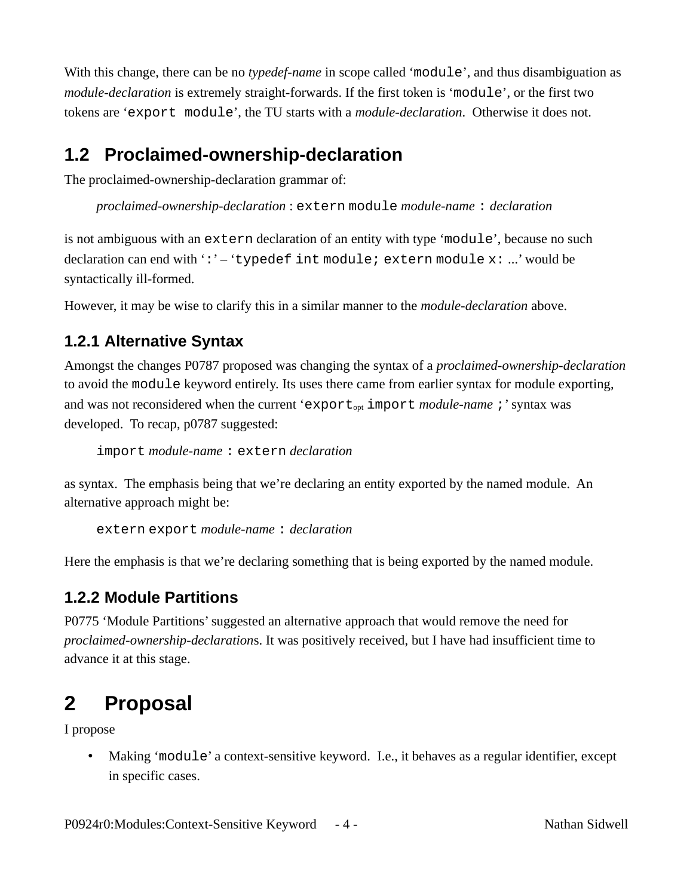With this change, there can be no *typedef-name* in scope called ‘`module`’, and thus disambiguation as *module-declaration* is extremely straight-forwards. If the first token is ‘`module`’, or the first two tokens are ‘`export module`’, the TU starts with a *module-declaration*. Otherwise it does not.

## 1.2 Proclaimed-ownership-declaration

The proclaimed-ownership-declaration grammar of:

> *proclaimed-ownership-declaration* : `extern module` *module-name* `:` *declaration*

is not ambiguous with an `extern` declaration of an entity with type ‘`module`’, because no such declaration can end with ‘`:`’ – ‘`typedef int module; extern module x:` ...’ would be syntactically ill-formed.

However, it may be wise to clarify this in a similar manner to the *module-declaration* above.

### 1.2.1 Alternative Syntax

Amongst the changes P0787 proposed was changing the syntax of a *proclaimed-ownership-declaration* to avoid the `module` keyword entirely. Its uses there came from earlier syntax for module exporting, and was not reconsidered when the current ‘$\texttt{export}_{opt}$ `import` *module-name* `;`’ syntax was developed. To recap, p0787 suggested:

> `import` *module-name* `: extern` *declaration*

as syntax. The emphasis being that we’re declaring an entity exported by the named module. An alternative approach might be:

> `extern export` *module-name* `:` *declaration*

Here the emphasis is that we’re declaring something that is being exported by the named module.

### 1.2.2 Module Partitions

P0775 ‘Module Partitions’ suggested an alternative approach that would remove the need for *proclaimed-ownership-declaration*s. It was positively received, but I have had insufficient time to advance it at this stage.

# 2 Proposal

I propose

- Making ‘`module`’ a context-sensitive keyword. I.e., it behaves as a regular identifier, except in specific cases.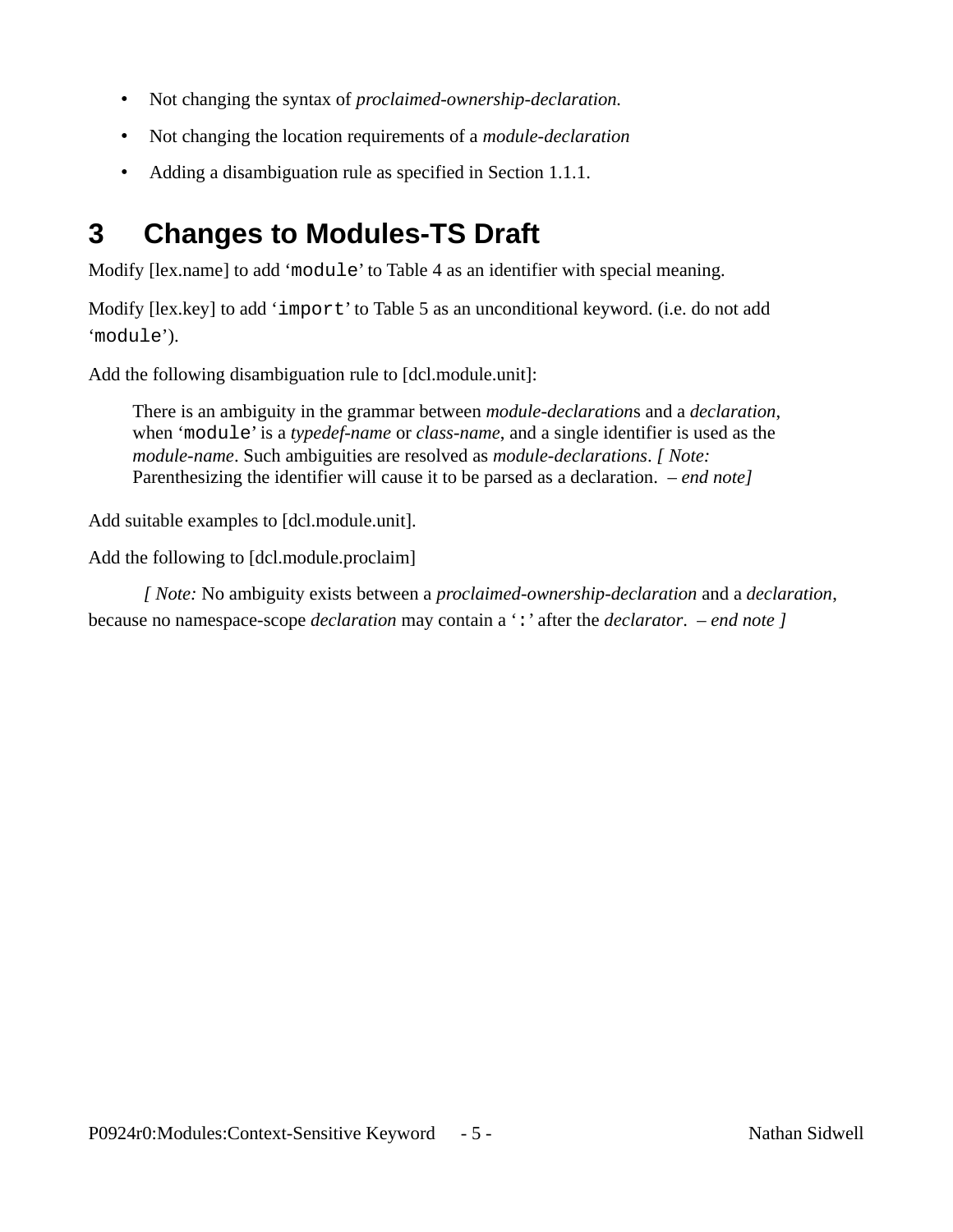- Not changing the syntax of *proclaimed-ownership-declaration.*
- Not changing the location requirements of a *module-declaration*
- Adding a disambiguation rule as specified in Section 1.1.1.

# 3 Changes to Modules-TS Draft

Modify [lex.name] to add '`module`' to Table 4 as an identifier with special meaning.

Modify [lex.key] to add '`import`' to Table 5 as an unconditional keyword. (i.e. do not add '`module`').

Add the following disambiguation rule to [dcl.module.unit]:

> There is an ambiguity in the grammar between *module-declaration*s and a *declaration*, when '`module`' is a *typedef-name* or *class-name*, and a single identifier is used as the *module-name*. Such ambiguities are resolved as *module-declarations*. *[ Note:* Parenthesizing the identifier will cause it to be parsed as a declaration. *– end note]*

Add suitable examples to [dcl.module.unit].

Add the following to [dcl.module.proclaim]

> *[ Note:* No ambiguity exists between a *proclaimed-ownership-declaration* and a *declaration*, because no namespace-scope *declaration* may contain a '`:`' after the *declarator*. *– end note ]*